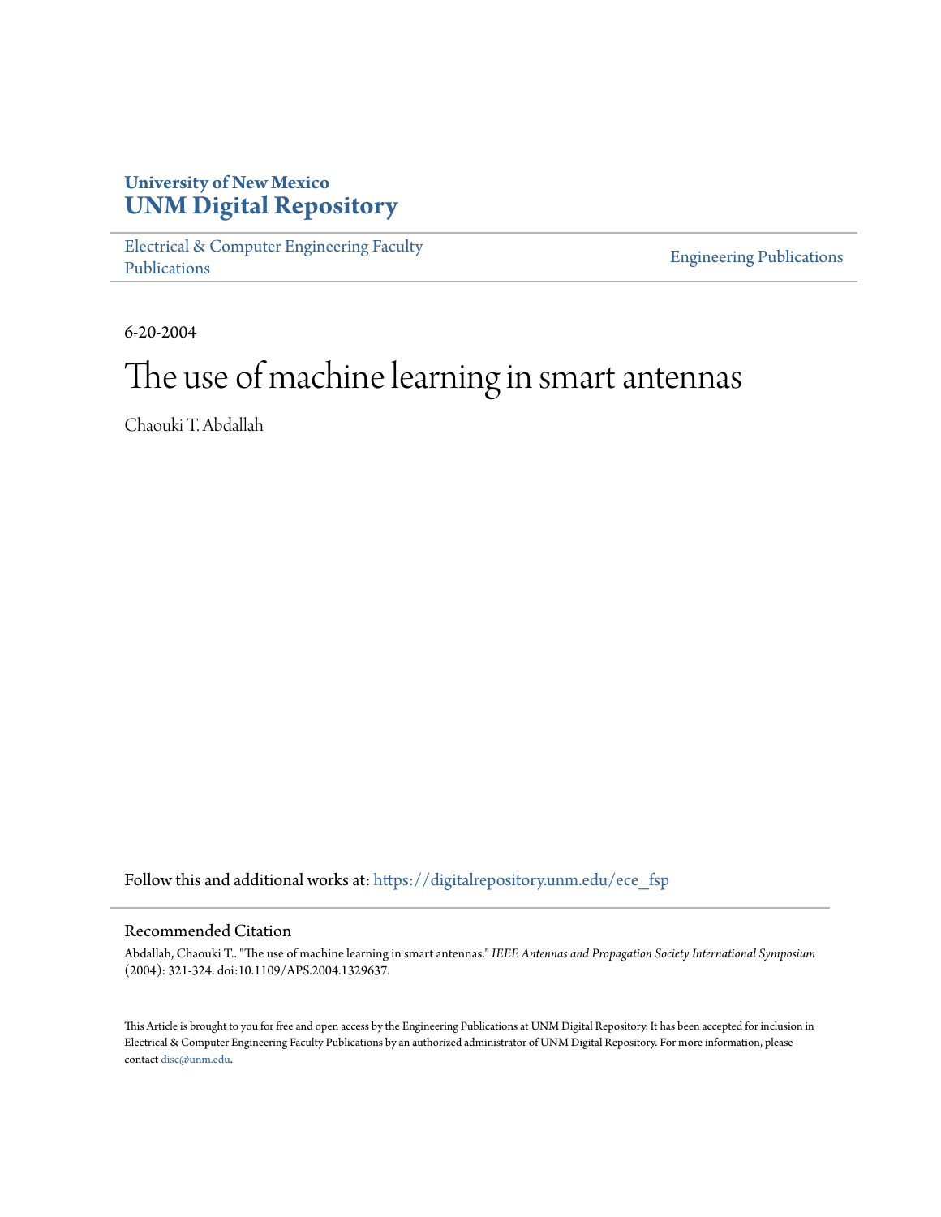University of New Mexico
**UNM Digital Repository**

Electrical & Computer Engineering Faculty Publications

Engineering Publications

6-20-2004

# The use of machine learning in smart antennas

Chaouki T. Abdallah

Follow this and additional works at: https://digitalrepository.unm.edu/ece_fsp

## Recommended Citation

Abdallah, Chaouki T.. "The use of machine learning in smart antennas." *IEEE Antennas and Propagation Society International Symposium* (2004): 321-324. doi:10.1109/APS.2004.1329637.

This Article is brought to you for free and open access by the Engineering Publications at UNM Digital Repository. It has been accepted for inclusion in Electrical & Computer Engineering Faculty Publications by an authorized administrator of UNM Digital Repository. For more information, please contact disc@unm.edu.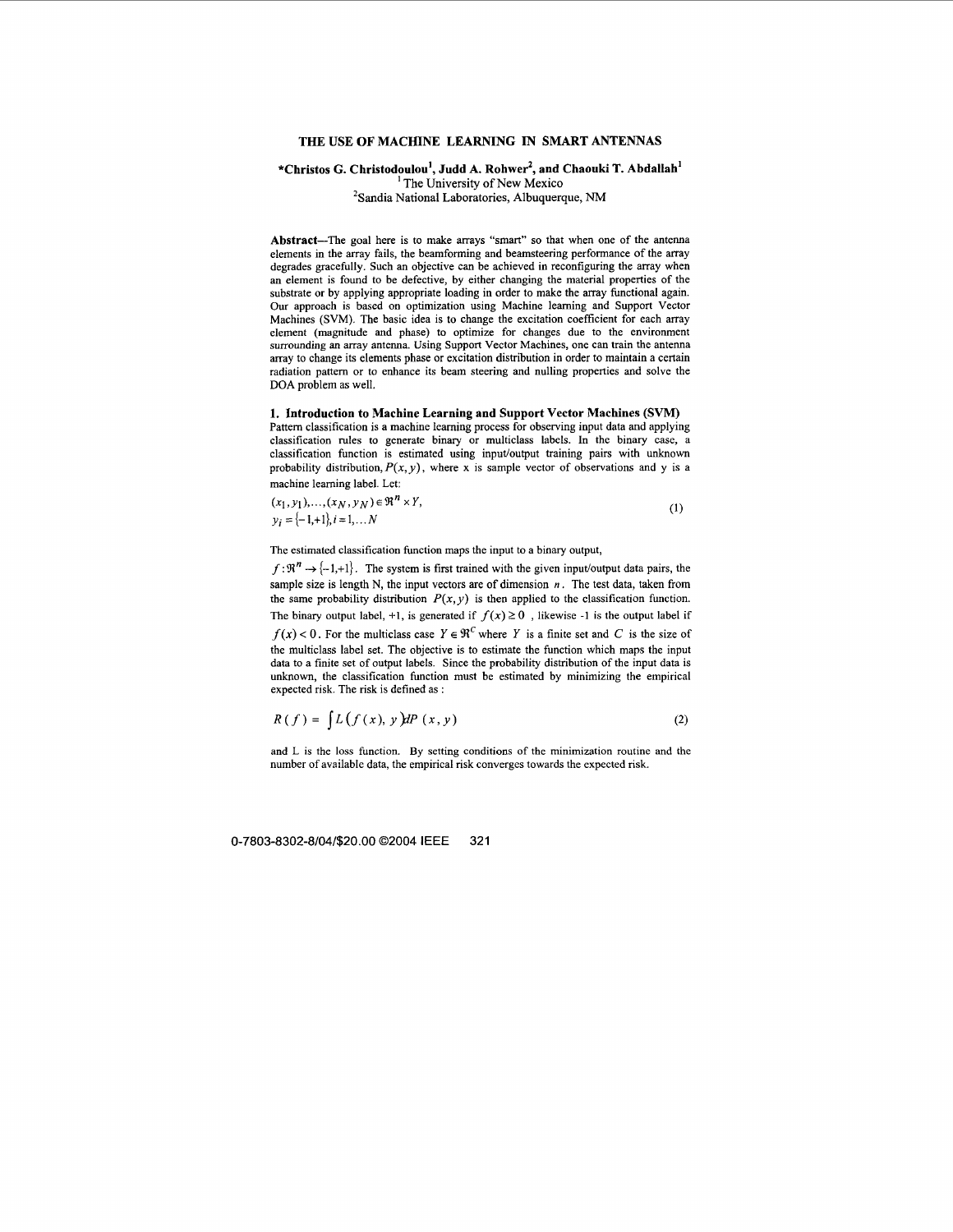# THE USE OF MACHINE LEARNING IN SMART ANTENNAS

**\*Christos G. Christodoulou[1], Judd A. Rohwer[2], and Chaouki T. Abdallah[1]**

[1] The University of New Mexico

[2] Sandia National Laboratories, Albuquerque, NM

**Abstract**—The goal here is to make arrays "smart" so that when one of the antenna elements in the array fails, the beamforming and beamsteering performance of the array degrades gracefully. Such an objective can be achieved in reconfiguring the array when an element is found to be defective, by either changing the material properties of the substrate or by applying appropriate loading in order to make the array functional again. Our approach is based on optimization using Machine learning and Support Vector Machines (SVM). The basic idea is to change the excitation coefficient for each array element (magnitude and phase) to optimize for changes due to the environment surrounding an array antenna. Using Support Vector Machines, one can train the antenna array to change its elements phase or excitation distribution in order to maintain a certain radiation pattern or to enhance its beam steering and nulling properties and solve the DOA problem as well.

## 1. Introduction to Machine Learning and Support Vector Machines (SVM)

Pattern classification is a machine learning process for observing input data and applying classification rules to generate binary or multiclass labels. In the binary case, a classification function is estimated using input/output training pairs with unknown probability distribution, $P(x,y)$, where x is sample vector of observations and y is a machine learning label. Let:

$$
\begin{aligned}
&(x_1, y_1), \ldots, (x_N, y_N) \in \Re^n \times Y, \\
&y_i = \{-1, +1\}, i = 1, \ldots N
\end{aligned} \tag{1}
$$

The estimated classification function maps the input to a binary output, $f : \Re^n \rightarrow \{-1,+1\}$. The system is first trained with the given input/output data pairs, the sample size is length N, the input vectors are of dimension $n$. The test data, taken from the same probability distribution $P(x,y)$ is then applied to the classification function. The binary output label, +1, is generated if $f(x) \geq 0$, likewise -1 is the output label if $f(x) < 0$. For the multiclass case $Y \in \Re^C$ where $Y$ is a finite set and $C$ is the size of the multiclass label set. The objective is to estimate the function which maps the input data to a finite set of output labels. Since the probability distribution of the input data is unknown, the classification function must be estimated by minimizing the empirical expected risk. The risk is defined as :

$$
R(f) = \int L(f(x), y) dP(x, y) \tag{2}
$$

and L is the loss function. By setting conditions of the minimization routine and the number of available data, the empirical risk converges towards the expected risk.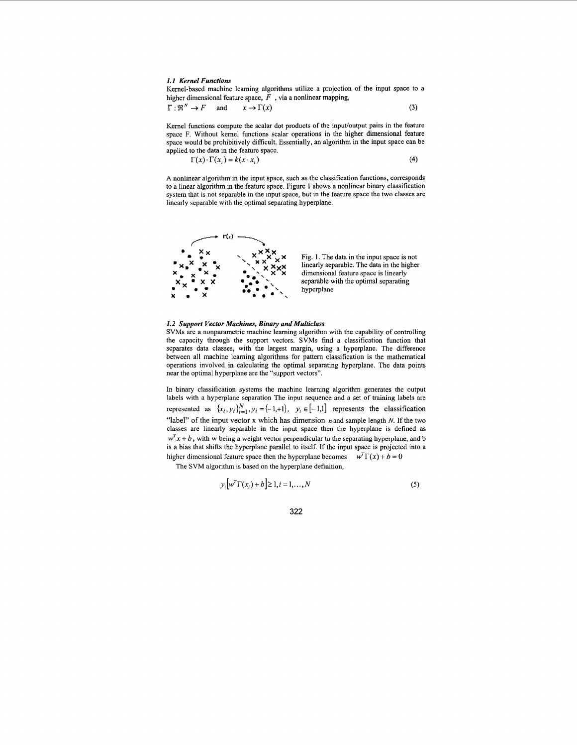### *1.1 Kernel Functions*

Kernel-based machine learning algorithms utilize a projection of the input space to a higher dimensional feature space, $F$, via a nonlinear mapping,

$$\Gamma : \Re^N \rightarrow F \quad \text{and} \quad x \rightarrow \Gamma(x) \tag{3}$$

Kernel functions compute the scalar dot products of the input/output pairs in the feature space F. Without kernel functions scalar operations in the higher dimensional feature space would be prohibitively difficult. Essentially, an algorithm in the input space can be applied to the data in the feature space.

$$\Gamma(x) \cdot \Gamma(x_i) = k(x \cdot x_i) \tag{4}$$

A nonlinear algorithm in the input space, such as the classification functions, corresponds to a linear algorithm in the feature space. Figure 1 shows a nonlinear binary classification system that is not separable in the input space, but in the feature space the two classes are linearly separable with the optimal separating hyperplane.

Fig. 1. The data in the input space is not linearly separable. The data in the higher dimensional feature space is linearly separable with the optimal separating hyperplane

### *1.2 Support Vector Machines, Binary and Multiclass*

SVMs are a nonparametric machine learning algorithm with the capability of controlling the capacity through the support vectors. SVMs find a classification function that separates data classes, with the largest margin, using a hyperplane. The difference between all machine learning algorithms for pattern classification is the mathematical operations involved in calculating the optimal separating hyperplane. The data points near the optimal hyperplane are the "support vectors".

In binary classification systems the machine learning algorithm generates the output labels with a hyperplane separation The input sequence and a set of training labels are represented as $\{x_i, y_i\}_{i=1}^{N}, y_i = \{-1,+1\}$, $y_i \in [-1,1]$ represents the classification "label" of the input vector x which has dimension $n$ and sample length $N$. If the two classes are linearly separable in the input space then the hyperplane is defined as $w^T x + b$, with w being a weight vector perpendicular to the separating hyperplane, and b is a bias that shifts the hyperplane parallel to itself. If the input space is projected into a higher dimensional feature space then the hyperplane becomes $w^T \Gamma(x) + b = 0$

The SVM algorithm is based on the hyperplane definition,

$$y_i \left[ w^T \Gamma(x_i) + b \right] \geq 1, i = 1, \ldots, N \tag{5}$$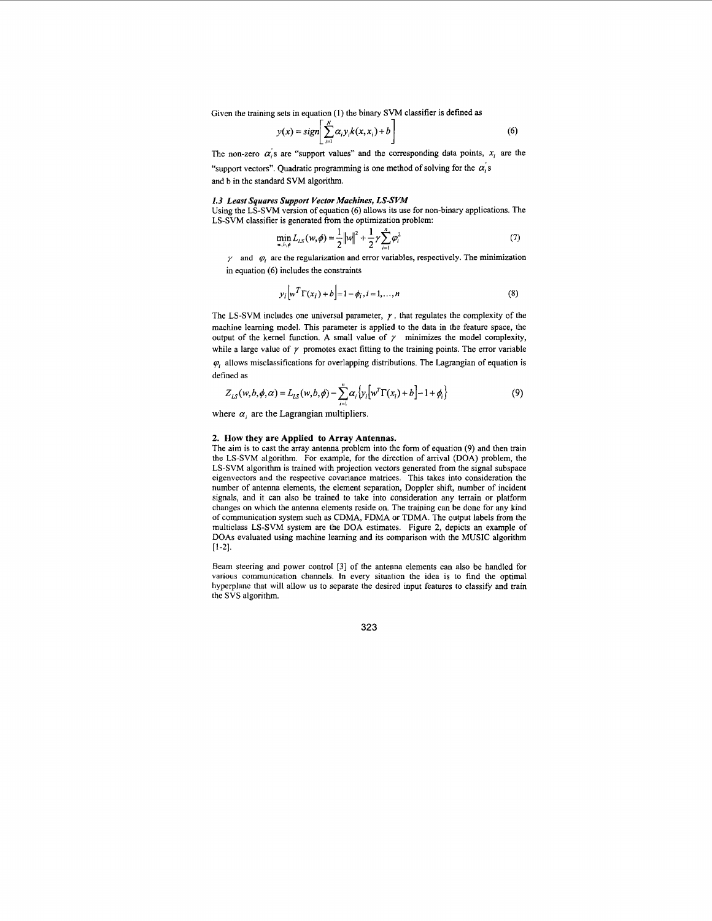Given the training sets in equation (1) the binary SVM classifier is defined as

$$y(x) = sign\left[\sum_{i=1}^{N} \alpha_i y_i k(x, x_i) + b\right] \tag{6}$$

The non-zero $\alpha_i^{'}$s are "support values" and the corresponding data points, $x_i$ are the "support vectors". Quadratic programming is one method of solving for the $\alpha_i^{'}$s and b in the standard SVM algorithm.

### *1.3 Least Squares Support Vector Machines, LS-SVM*

Using the LS-SVM version of equation (6) allows its use for non-binary applications. The LS-SVM classifier is generated from the optimization problem:

$$\min_{w,b,\phi} L_{LS}(w,\phi) = \frac{1}{2}\|w\|^2 + \frac{1}{2}\gamma\sum_{i=1}^{n}\varphi_i^2 \tag{7}$$

$\gamma$ and $\varphi_i$ are the regularization and error variables, respectively. The minimization in equation (6) includes the constraints

$$y_i\left[w^T\Gamma(x_i) + b\right] = 1 - \phi_i, i = 1,\ldots,n \tag{8}$$

The LS-SVM includes one universal parameter, $\gamma$, that regulates the complexity of the machine learning model. This parameter is applied to the data in the feature space, the output of the kernel function. A small value of $\gamma$ minimizes the model complexity, while a large value of $\gamma$ promotes exact fitting to the training points. The error variable $\varphi_i$ allows misclassifications for overlapping distributions. The Lagrangian of equation is defined as

$$Z_{LS}(w,b,\phi,\alpha) = L_{LS}(w,b,\phi) - \sum_{i=1}^{n}\alpha_i\left\{y_i\left[w^T\Gamma(x_i) + b\right] - 1 + \phi_i\right\} \tag{9}$$

where $\alpha_i$ are the Lagrangian multipliers.

## 2. How they are Applied to Array Antennas.

The aim is to cast the array antenna problem into the form of equation (9) and then train the LS-SVM algorithm. For example, for the direction of arrival (DOA) problem, the LS-SVM algorithm is trained with projection vectors generated from the signal subspace eigenvectors and the respective covariance matrices. This takes into consideration the number of antenna elements, the element separation, Doppler shift, number of incident signals, and it can also be trained to take into consideration any terrain or platform changes on which the antenna elements reside on. The training can be done for any kind of communication system such as CDMA, FDMA or TDMA. The output labels from the multiclass LS-SVM system are the DOA estimates. Figure 2, depicts an example of DOAs evaluated using machine learning and its comparison with the MUSIC algorithm [1-2].

Beam steering and power control [3] of the antenna elements can also be handled for various communication channels. In every situation the idea is to find the optimal hyperplane that will allow us to separate the desired input features to classify and train the SVS algorithm.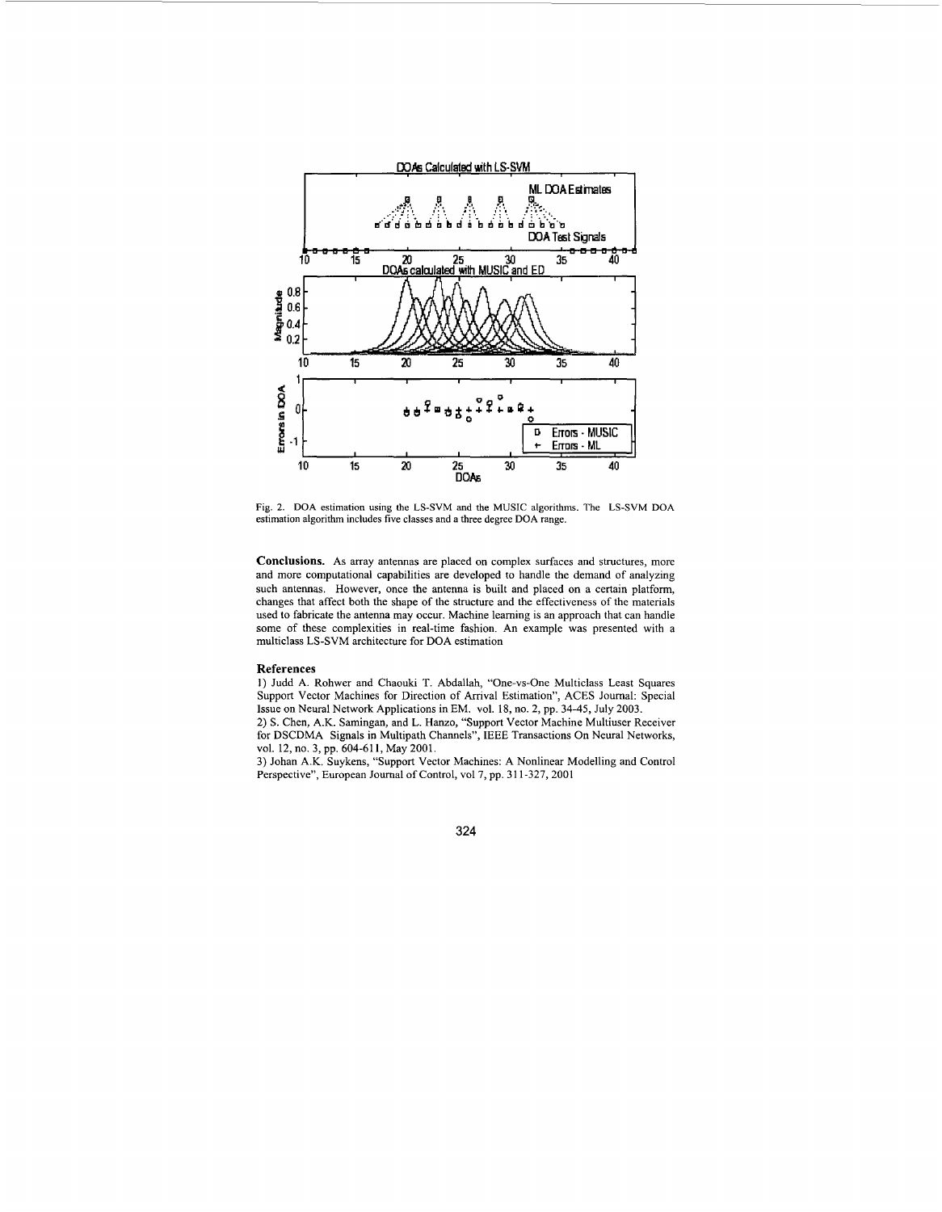DOAs Calculated with LS-SVM

ML DOA Estimates

DOA Test Signals

10 15 20 25 30 35 40

DOAs calculated with MUSIC and ED

Magnitude

0.8
0.6
0.4
0.2

10 15 20 25 30 35 40

Errors in DOA

1
0
-1

Errors - MUSIC
Errors - ML

10 15 20 25 30 35 40

DOAs

Fig. 2. DOA estimation using the LS-SVM and the MUSIC algorithms. The LS-SVM DOA estimation algorithm includes five classes and a three degree DOA range.

**Conclusions.** As array antennas are placed on complex surfaces and structures, more and more computational capabilities are developed to handle the demand of analyzing such antennas. However, once the antenna is built and placed on a certain platform, changes that affect both the shape of the structure and the effectiveness of the materials used to fabricate the antenna may occur. Machine learning is an approach that can handle some of these complexities in real-time fashion. An example was presented with a multiclass LS-SVM architecture for DOA estimation

**References**

1) Judd A. Rohwer and Chaouki T. Abdallah, "One-vs-One Multiclass Least Squares Support Vector Machines for Direction of Arrival Estimation", ACES Journal: Special Issue on Neural Network Applications in EM. vol. 18, no. 2, pp. 34-45, July 2003.

2) S. Chen, A.K. Samingan, and L. Hanzo, "Support Vector Machine Multiuser Receiver for DSCDMA Signals in Multipath Channels", IEEE Transactions On Neural Networks, vol. 12, no. 3, pp. 604-611, May 2001.

3) Johan A.K. Suykens, "Support Vector Machines: A Nonlinear Modelling and Control Perspective", European Journal of Control, vol 7, pp. 311-327, 2001